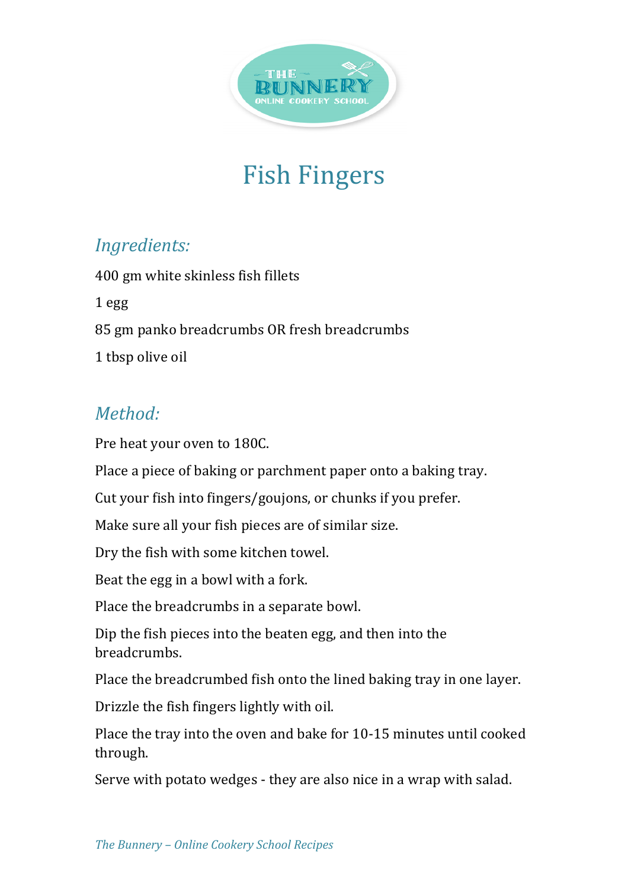# Fish Fingers

## *Ingredients:*

400 gm white skinless fish fillets

1 egg

85 gm panko breadcrumbs OR fresh breadcrumbs

1 tbsp olive oil

## *Method:*

Pre heat your oven to 180C.

Place a piece of baking or parchment paper onto a baking tray.

Cut your fish into fingers/goujons, or chunks if you prefer.

Make sure all your fish pieces are of similar size.

Dry the fish with some kitchen towel.

Beat the egg in a bowl with a fork.

Place the breadcrumbs in a separate bowl.

Dip the fish pieces into the beaten egg, and then into the breadcrumbs.

Place the breadcrumbed fish onto the lined baking tray in one layer.

Drizzle the fish fingers lightly with oil.

Place the tray into the oven and bake for 10-15 minutes until cooked through.

Serve with potato wedges - they are also nice in a wrap with salad.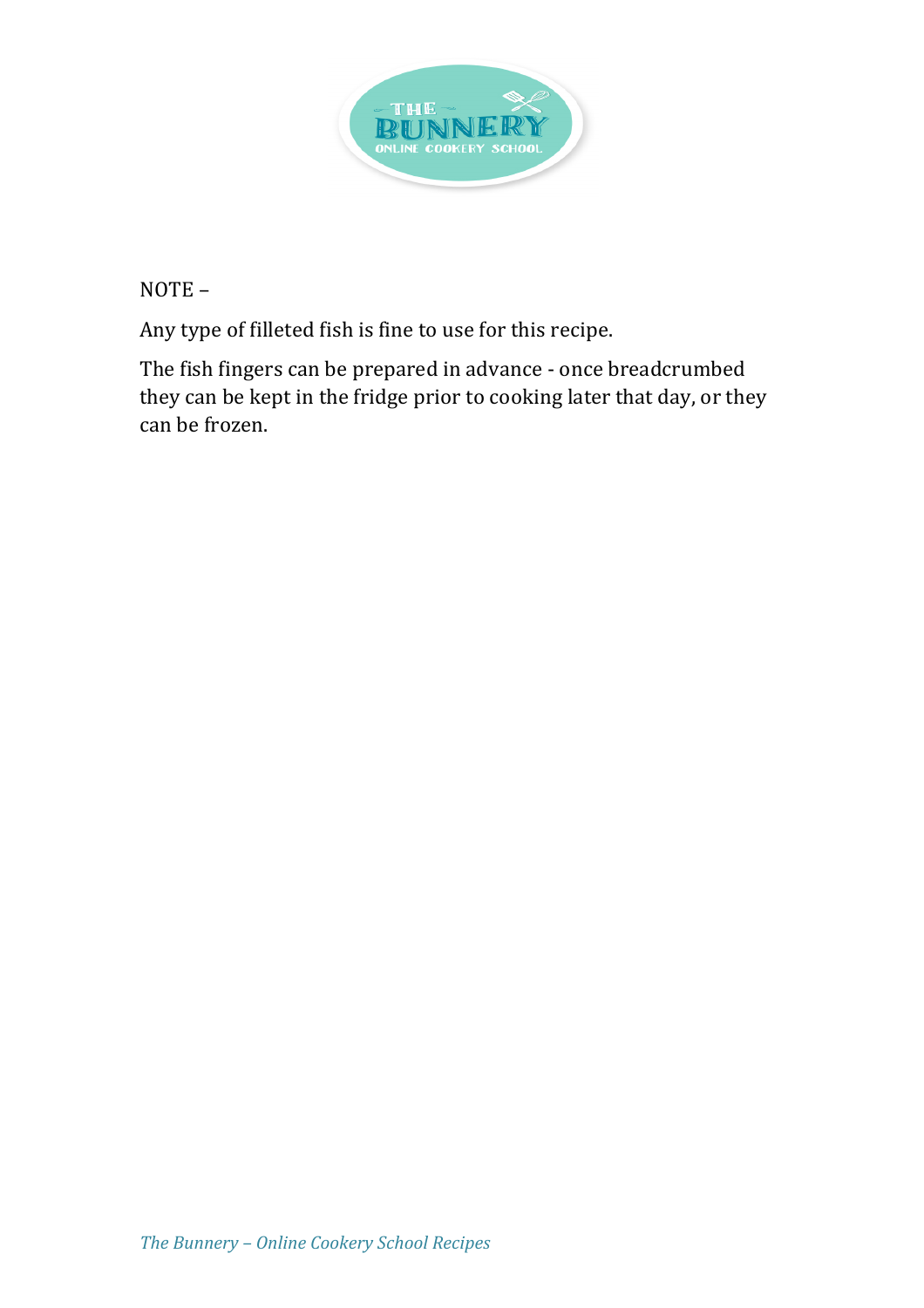NOTE –

Any type of filleted fish is fine to use for this recipe.

The fish fingers can be prepared in advance - once breadcrumbed they can be kept in the fridge prior to cooking later that day, or they can be frozen.